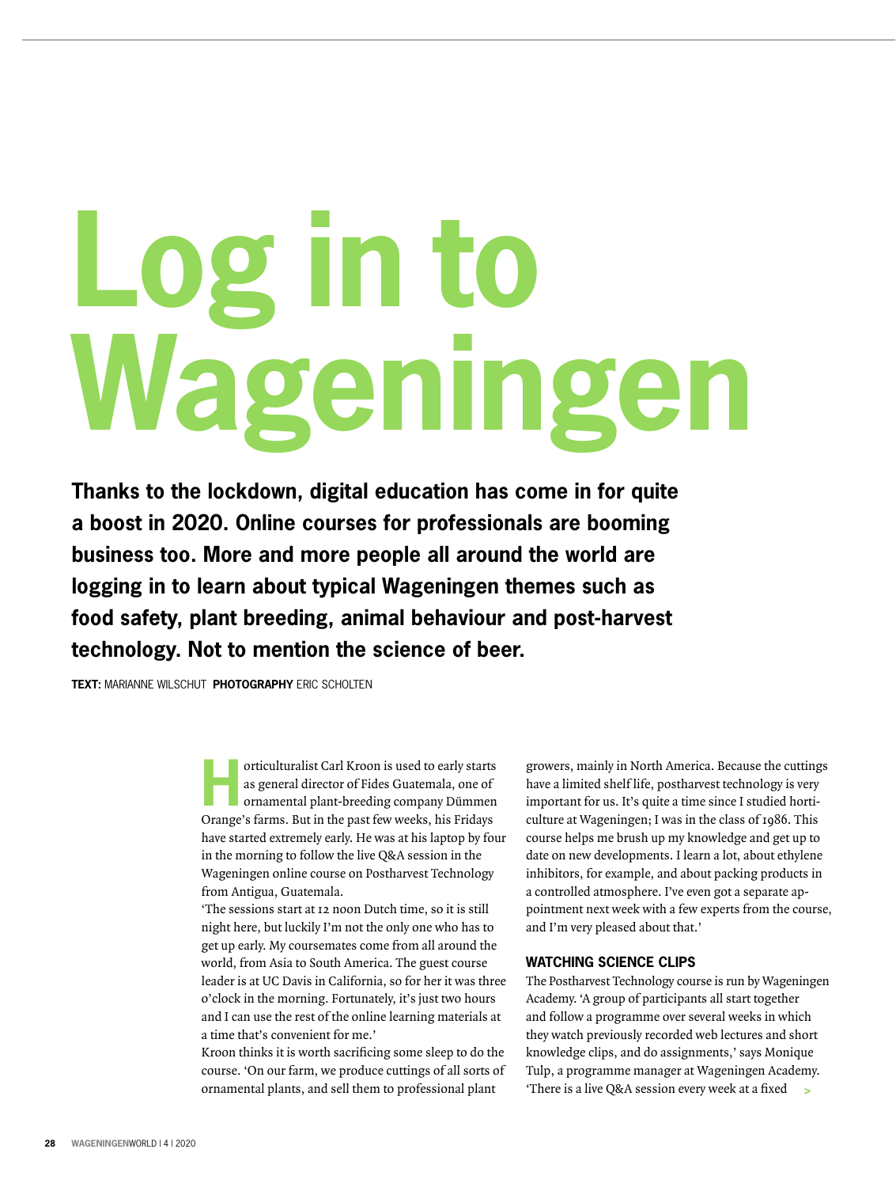# Log in to Wageningen

**Thanks to the lockdown, digital education has come in for quite a boost in 2020. Online courses for professionals are booming business too. More and more people all around the world are logging in to learn about typical Wageningen themes such as food safety, plant breeding, animal behaviour and post-harvest technology. Not to mention the science of beer.**

**TEXT:** MARIANNE WILSCHUT **PHOTOGRAPHY** ERIC SCHOLTEN

Horticulturalist Carl Kroon is used to early starts as general director of Fides Guatemala, one of ornamental plant-breeding company Dümmen Orange's farms. But in the past few weeks, his Fridays have started extremely early. He was at his laptop by four in the morning to follow the live Q&A session in the Wageningen online course on Postharvest Technology from Antigua, Guatemala.

'The sessions start at 12 noon Dutch time, so it is still night here, but luckily I'm not the only one who has to get up early. My coursemates come from all around the world, from Asia to South America. The guest course leader is at UC Davis in California, so for her it was three o'clock in the morning. Fortunately, it's just two hours and I can use the rest of the online learning materials at a time that's convenient for me.'

Kroon thinks it is worth sacrificing some sleep to do the course. 'On our farm, we produce cuttings of all sorts of ornamental plants, and sell them to professional plant growers, mainly in North America. Because the cuttings have a limited shelf life, postharvest technology is very important for us. It's quite a time since I studied horticulture at Wageningen; I was in the class of 1986. This course helps me brush up my knowledge and get up to date on new developments. I learn a lot, about ethylene inhibitors, for example, and about packing products in a controlled atmosphere. I've even got a separate appointment next week with a few experts from the course, and I'm very pleased about that.'

### WATCHING SCIENCE CLIPS

The Postharvest Technology course is run by Wageningen Academy. 'A group of participants all start together and follow a programme over several weeks in which they watch previously recorded web lectures and short knowledge clips, and do assignments,' says Monique Tulp, a programme manager at Wageningen Academy. 'There is a live Q&A session every week at a fixed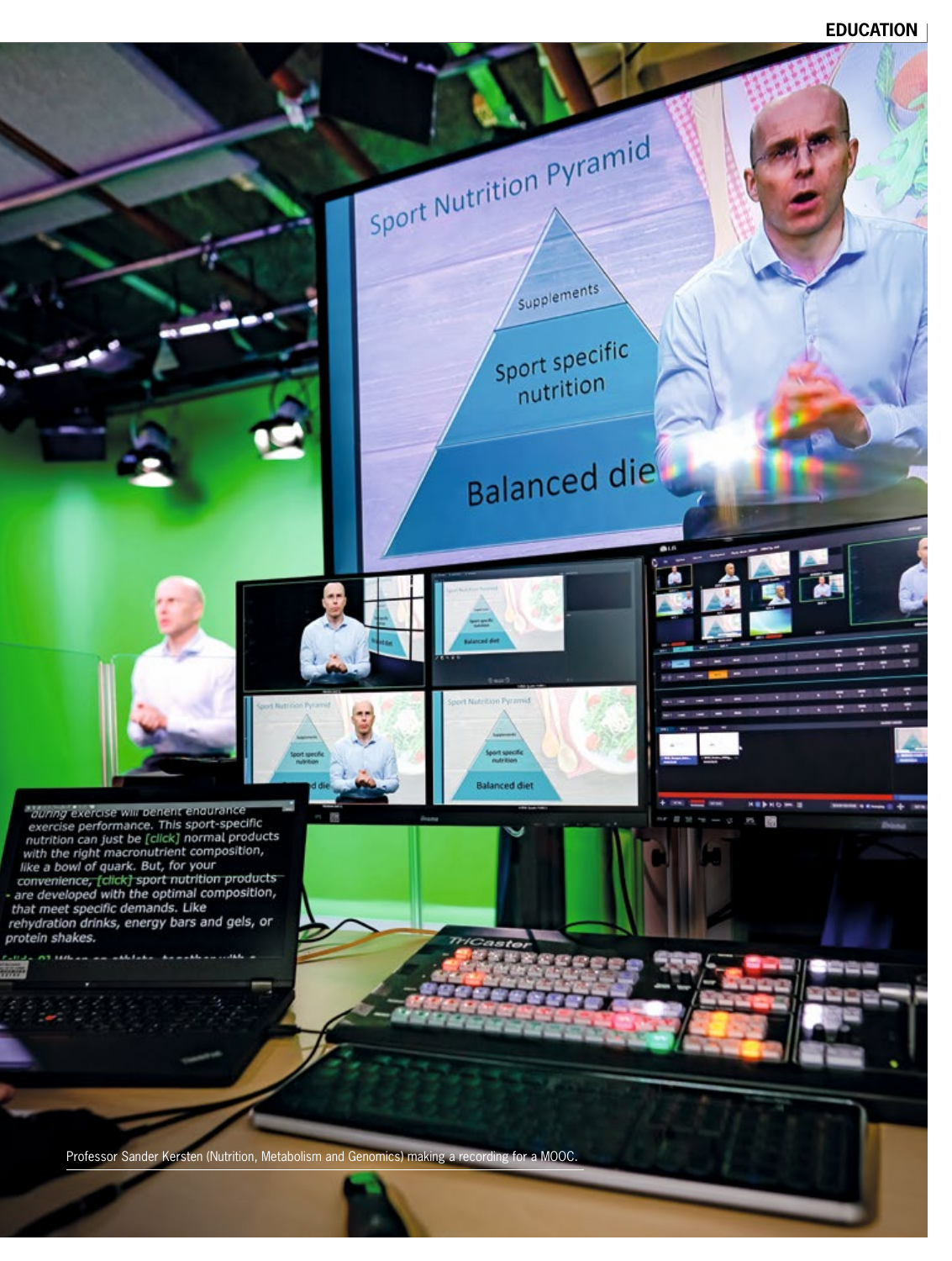Professor Sander Kersten (Nutrition, Metabolism and Genomics) making a recording for a MOOC.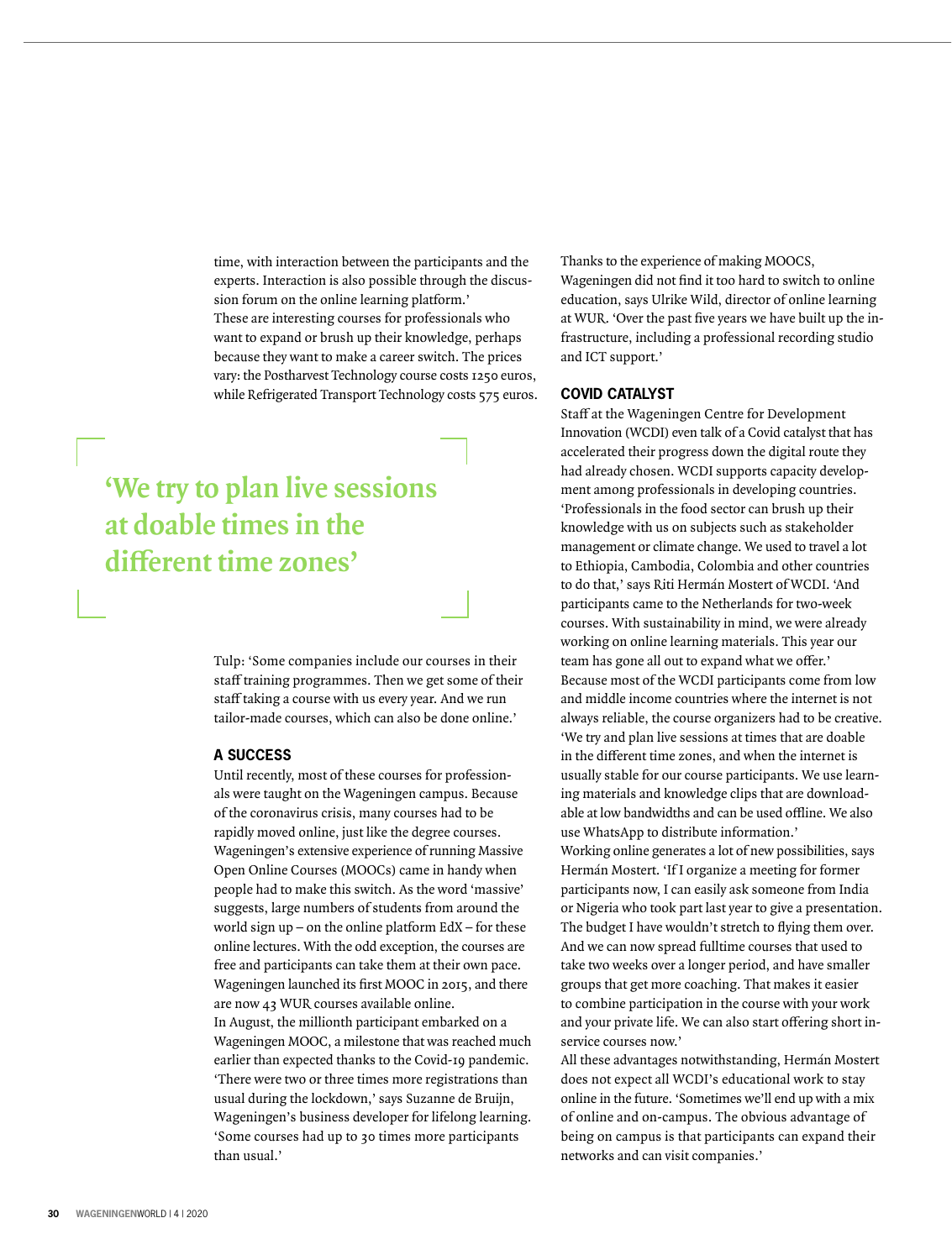time, with interaction between the participants and the experts. Interaction is also possible through the discussion forum on the online learning platform.'
These are interesting courses for professionals who want to expand or brush up their knowledge, perhaps because they want to make a career switch. The prices vary: the Postharvest Technology course costs 1250 euros, while Refrigerated Transport Technology costs 575 euros.

> **'We try to plan live sessions at doable times in the different time zones'**

Tulp: 'Some companies include our courses in their staff training programmes. Then we get some of their staff taking a course with us every year. And we run tailor-made courses, which can also be done online.'

## A SUCCESS

Until recently, most of these courses for professionals were taught on the Wageningen campus. Because of the coronavirus crisis, many courses had to be rapidly moved online, just like the degree courses. Wageningen's extensive experience of running Massive Open Online Courses (MOOCs) came in handy when people had to make this switch. As the word 'massive' suggests, large numbers of students from around the world sign up – on the online platform EdX – for these online lectures. With the odd exception, the courses are free and participants can take them at their own pace. Wageningen launched its first MOOC in 2015, and there are now 43 WUR courses available online.
In August, the millionth participant embarked on a Wageningen MOOC, a milestone that was reached much earlier than expected thanks to the Covid-19 pandemic. 'There were two or three times more registrations than usual during the lockdown,' says Suzanne de Bruijn, Wageningen's business developer for lifelong learning. 'Some courses had up to 30 times more participants than usual.'

Thanks to the experience of making MOOCS, Wageningen did not find it too hard to switch to online education, says Ulrike Wild, director of online learning at WUR. 'Over the past five years we have built up the infrastructure, including a professional recording studio and ICT support.'

## COVID CATALYST

Staff at the Wageningen Centre for Development Innovation (WCDI) even talk of a Covid catalyst that has accelerated their progress down the digital route they had already chosen. WCDI supports capacity development among professionals in developing countries. 'Professionals in the food sector can brush up their knowledge with us on subjects such as stakeholder management or climate change. We used to travel a lot to Ethiopia, Cambodia, Colombia and other countries to do that,' says Riti Hermán Mostert of WCDI. 'And participants came to the Netherlands for two-week courses. With sustainability in mind, we were already working on online learning materials. This year our team has gone all out to expand what we offer.'
Because most of the WCDI participants come from low and middle income countries where the internet is not always reliable, the course organizers had to be creative. 'We try and plan live sessions at times that are doable in the different time zones, and when the internet is usually stable for our course participants. We use learning materials and knowledge clips that are downloadable at low bandwidths and can be used offline. We also use WhatsApp to distribute information.'
Working online generates a lot of new possibilities, says Hermán Mostert. 'If I organize a meeting for former participants now, I can easily ask someone from India or Nigeria who took part last year to give a presentation. The budget I have wouldn't stretch to flying them over. And we can now spread fulltime courses that used to take two weeks over a longer period, and have smaller groups that get more coaching. That makes it easier to combine participation in the course with your work and your private life. We can also start offering short in-service courses now.'
All these advantages notwithstanding, Hermán Mostert does not expect all WCDI's educational work to stay online in the future. 'Sometimes we'll end up with a mix of online and on-campus. The obvious advantage of being on campus is that participants can expand their networks and can visit companies.'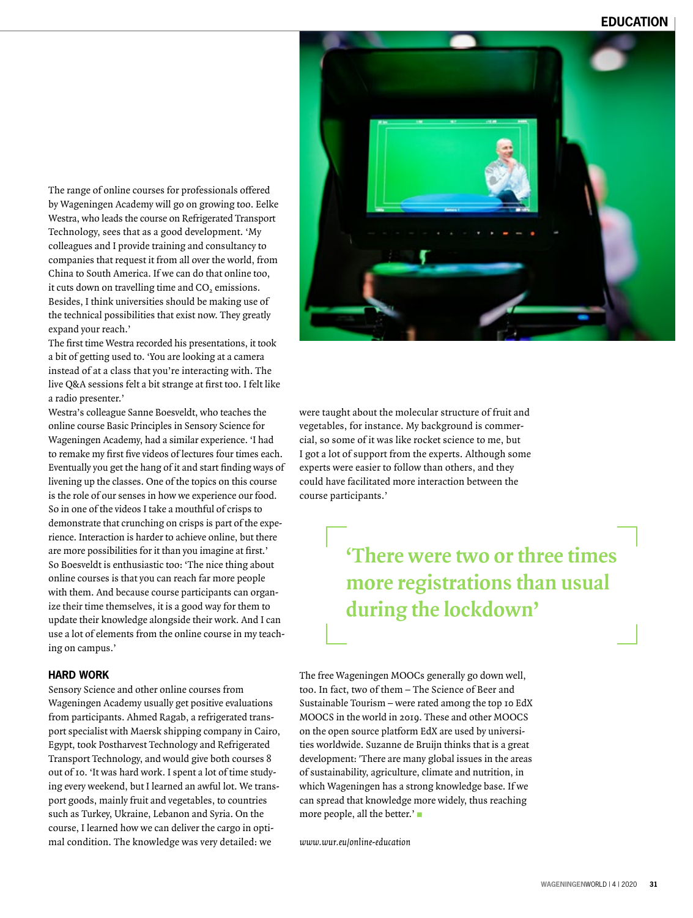The range of online courses for professionals offered by Wageningen Academy will go on growing too. Eelke Westra, who leads the course on Refrigerated Transport Technology, sees that as a good development. 'My colleagues and I provide training and consultancy to companies that request it from all over the world, from China to South America. If we can do that online too, it cuts down on travelling time and $CO_2$ emissions. Besides, I think universities should be making use of the technical possibilities that exist now. They greatly expand your reach.'

The first time Westra recorded his presentations, it took a bit of getting used to. 'You are looking at a camera instead of at a class that you're interacting with. The live Q&A sessions felt a bit strange at first too. I felt like a radio presenter.'

Westra's colleague Sanne Boesveldt, who teaches the online course Basic Principles in Sensory Science for Wageningen Academy, had a similar experience. 'I had to remake my first five videos of lectures four times each. Eventually you get the hang of it and start finding ways of livening up the classes. One of the topics on this course is the role of our senses in how we experience our food. So in one of the videos I take a mouthful of crisps to demonstrate that crunching on crisps is part of the experience. Interaction is harder to achieve online, but there are more possibilities for it than you imagine at first.' So Boesveldt is enthusiastic too: 'The nice thing about online courses is that you can reach far more people with them. And because course participants can organize their time themselves, it is a good way for them to update their knowledge alongside their work. And I can use a lot of elements from the online course in my teaching on campus.'

## HARD WORK

Sensory Science and other online courses from Wageningen Academy usually get positive evaluations from participants. Ahmed Ragab, a refrigerated transport specialist with Maersk shipping company in Cairo, Egypt, took Postharvest Technology and Refrigerated Transport Technology, and would give both courses 8 out of 10. 'It was hard work. I spent a lot of time studying every weekend, but I learned an awful lot. We transport goods, mainly fruit and vegetables, to countries such as Turkey, Ukraine, Lebanon and Syria. On the course, I learned how we can deliver the cargo in optimal condition. The knowledge was very detailed: we were taught about the molecular structure of fruit and vegetables, for instance. My background is commercial, so some of it was like rocket science to me, but I got a lot of support from the experts. Although some experts were easier to follow than others, and they could have facilitated more interaction between the course participants.'

**'There were two or three times more registrations than usual during the lockdown'**

The free Wageningen MOOCs generally go down well, too. In fact, two of them – The Science of Beer and Sustainable Tourism – were rated among the top 10 EdX MOOCS in the world in 2019. These and other MOOCS on the open source platform EdX are used by universities worldwide. Suzanne de Bruijn thinks that is a great development: 'There are many global issues in the areas of sustainability, agriculture, climate and nutrition, in which Wageningen has a strong knowledge base. If we can spread that knowledge more widely, thus reaching more people, all the better.' ■

*www.wur.eu/online-education*